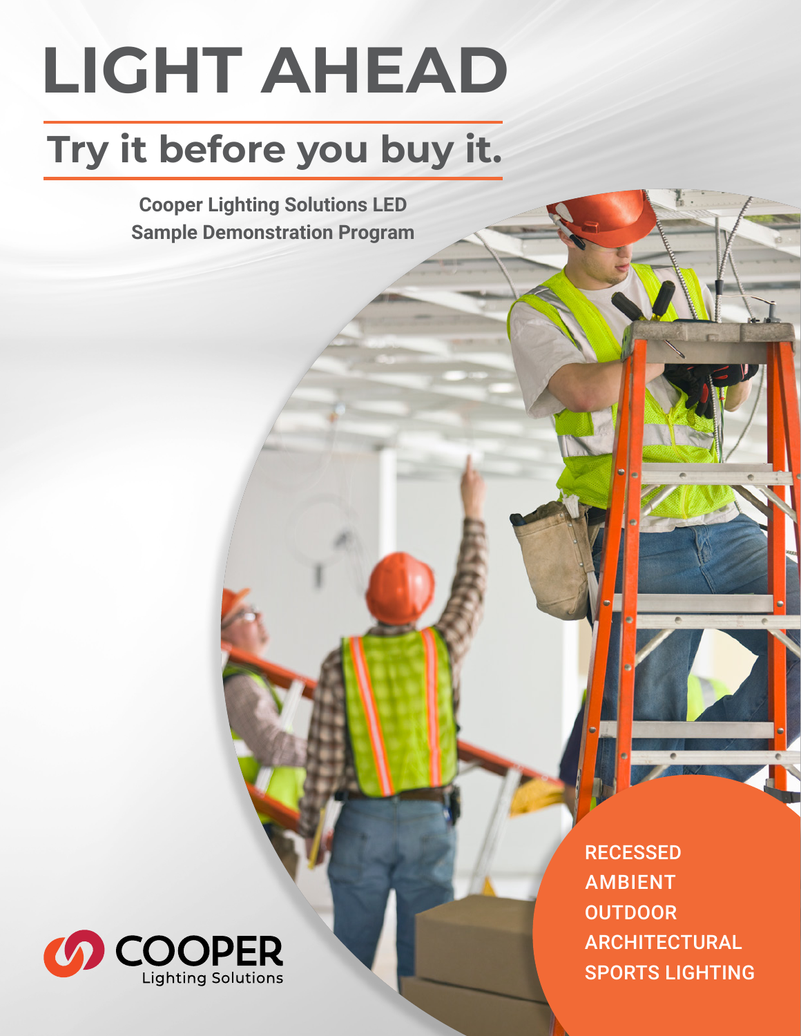# LIGHT AHEAD

## Try it before you buy it.

**Cooper Lighting Solutions LED Sample Demonstration Program**

RECESSED
AMBIENT
OUTDOOR
ARCHITECTURAL
SPORTS LIGHTING

COOPER
Lighting Solutions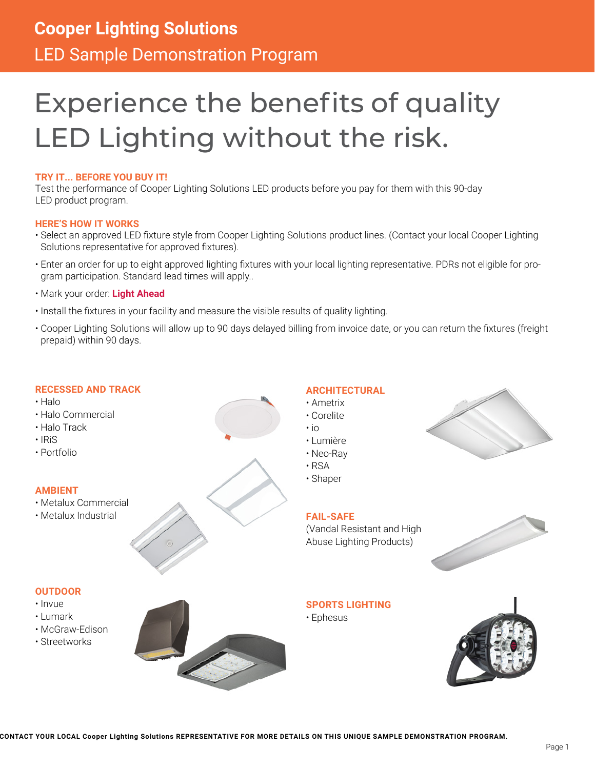# Cooper Lighting Solutions

LED Sample Demonstration Program

# Experience the benefits of quality LED Lighting without the risk.

## TRY IT... BEFORE YOU BUY IT!

Test the performance of Cooper Lighting Solutions LED products before you pay for them with this 90-day LED product program.

## HERE'S HOW IT WORKS

- Select an approved LED fixture style from Cooper Lighting Solutions product lines. (Contact your local Cooper Lighting Solutions representative for approved fixtures).
- Enter an order for up to eight approved lighting fixtures with your local lighting representative. PDRs not eligible for program participation. Standard lead times will apply..
- Mark your order: **Light Ahead**
- Install the fixtures in your facility and measure the visible results of quality lighting.
- Cooper Lighting Solutions will allow up to 90 days delayed billing from invoice date, or you can return the fixtures (freight prepaid) within 90 days.

## RECESSED AND TRACK

- Halo
- Halo Commercial
- Halo Track
- IRiS
- Portfolio

## AMBIENT

- Metalux Commercial
- Metalux Industrial

## OUTDOOR

- Invue
- Lumark
- McGraw-Edison
- Streetworks

## ARCHITECTURAL

- Ametrix
- Corelite
- io
- Lumière
- Neo-Ray
- RSA
- Shaper

## FAIL-SAFE

(Vandal Resistant and High Abuse Lighting Products)

## SPORTS LIGHTING

- Ephesus

**CONTACT YOUR LOCAL Cooper Lighting Solutions REPRESENTATIVE FOR MORE DETAILS ON THIS UNIQUE SAMPLE DEMONSTRATION PROGRAM.**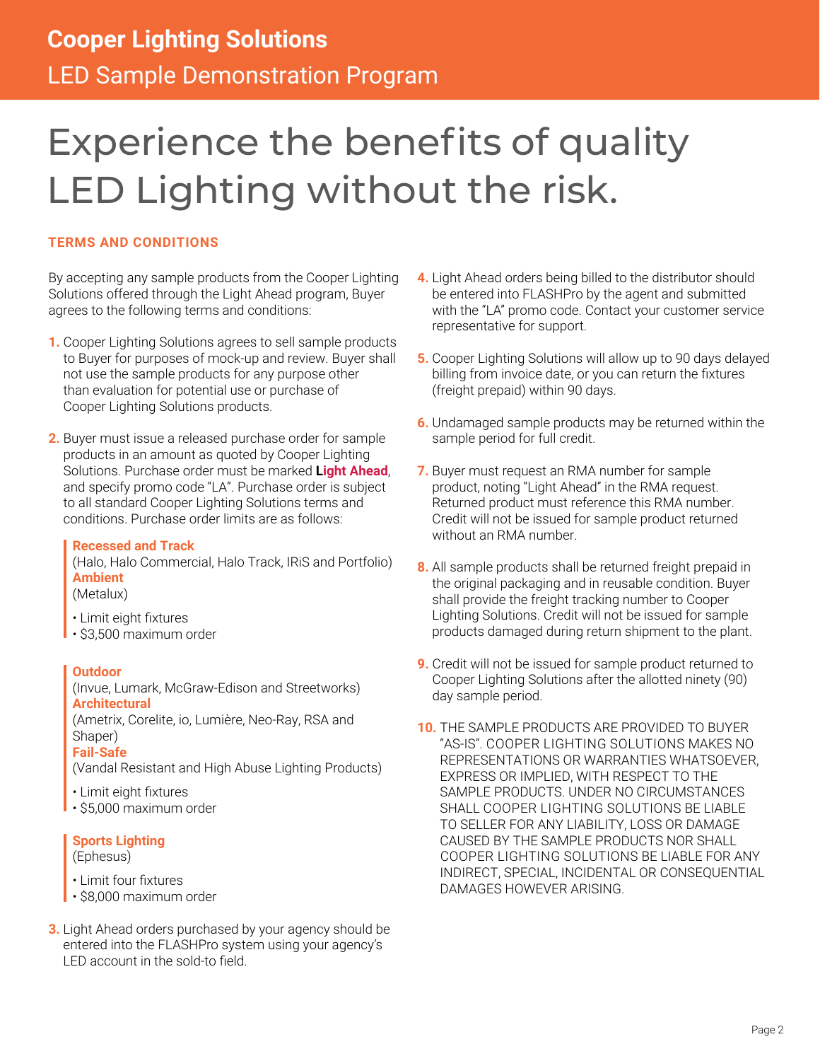# Cooper Lighting Solutions

## LED Sample Demonstration Program

# Experience the benefits of quality LED Lighting without the risk.

### TERMS AND CONDITIONS

By accepting any sample products from the Cooper Lighting Solutions offered through the Light Ahead program, Buyer agrees to the following terms and conditions:

1. Cooper Lighting Solutions agrees to sell sample products to Buyer for purposes of mock-up and review. Buyer shall not use the sample products for any purpose other than evaluation for potential use or purchase of Cooper Lighting Solutions products.

2. Buyer must issue a released purchase order for sample products in an amount as quoted by Cooper Lighting Solutions. Purchase order must be marked **Light Ahead**, and specify promo code "LA". Purchase order is subject to all standard Cooper Lighting Solutions terms and conditions. Purchase order limits are as follows:

   **Recessed and Track**
   (Halo, Halo Commercial, Halo Track, IRiS and Portfolio)
   **Ambient**
   (Metalux)
   - Limit eight fixtures
   - $3,500 maximum order

   **Outdoor**
   (Invue, Lumark, McGraw-Edison and Streetworks)
   **Architectural**
   (Ametrix, Corelite, io, Lumière, Neo-Ray, RSA and Shaper)
   **Fail-Safe**
   (Vandal Resistant and High Abuse Lighting Products)
   - Limit eight fixtures
   - $5,000 maximum order

   **Sports Lighting**
   (Ephesus)
   - Limit four fixtures
   - $8,000 maximum order

3. Light Ahead orders purchased by your agency should be entered into the FLASHPro system using your agency's LED account in the sold-to field.

4. Light Ahead orders being billed to the distributor should be entered into FLASHPro by the agent and submitted with the "LA" promo code. Contact your customer service representative for support.

5. Cooper Lighting Solutions will allow up to 90 days delayed billing from invoice date, or you can return the fixtures (freight prepaid) within 90 days.

6. Undamaged sample products may be returned within the sample period for full credit.

7. Buyer must request an RMA number for sample product, noting "Light Ahead" in the RMA request. Returned product must reference this RMA number. Credit will not be issued for sample product returned without an RMA number.

8. All sample products shall be returned freight prepaid in the original packaging and in reusable condition. Buyer shall provide the freight tracking number to Cooper Lighting Solutions. Credit will not be issued for sample products damaged during return shipment to the plant.

9. Credit will not be issued for sample product returned to Cooper Lighting Solutions after the allotted ninety (90) day sample period.

10. THE SAMPLE PRODUCTS ARE PROVIDED TO BUYER "AS-IS". COOPER LIGHTING SOLUTIONS MAKES NO REPRESENTATIONS OR WARRANTIES WHATSOEVER, EXPRESS OR IMPLIED, WITH RESPECT TO THE SAMPLE PRODUCTS. UNDER NO CIRCUMSTANCES SHALL COOPER LIGHTING SOLUTIONS BE LIABLE TO SELLER FOR ANY LIABILITY, LOSS OR DAMAGE CAUSED BY THE SAMPLE PRODUCTS NOR SHALL COOPER LIGHTING SOLUTIONS BE LIABLE FOR ANY INDIRECT, SPECIAL, INCIDENTAL OR CONSEQUENTIAL DAMAGES HOWEVER ARISING.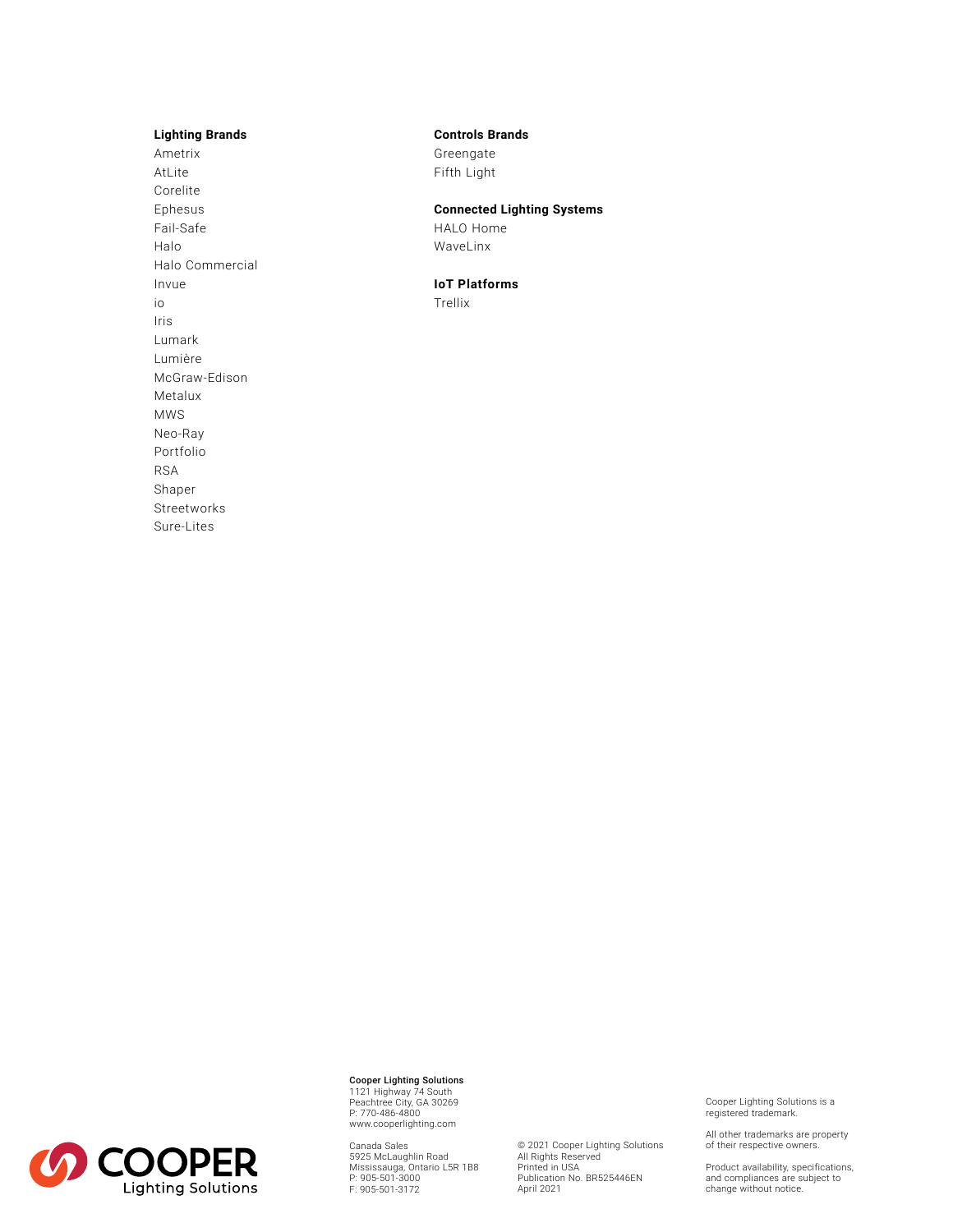**Lighting Brands**

Ametrix
AtLite
Corelite
Ephesus
Fail-Safe
Halo
Halo Commercial
Invue
io
Iris
Lumark
Lumière
McGraw-Edison
Metalux
MWS
Neo-Ray
Portfolio
RSA
Shaper
Streetworks
Sure-Lites

**Controls Brands**

Greengate
Fifth Light

**Connected Lighting Systems**

HALO Home
WaveLinx

**IoT Platforms**

Trellix

**Cooper Lighting Solutions**
1121 Highway 74 South
Peachtree City, GA 30269
P: 770-486-4800
www.cooperlighting.com

Canada Sales
5925 McLaughlin Road
Mississauga, Ontario L5R 1B8
P: 905-501-3000
F: 905-501-3172

© 2021 Cooper Lighting Solutions
All Rights Reserved
Printed in USA
Publication No. BR525446EN
April 2021

Cooper Lighting Solutions is a registered trademark.

All other trademarks are property of their respective owners.

Product availability, specifications, and compliances are subject to change without notice.